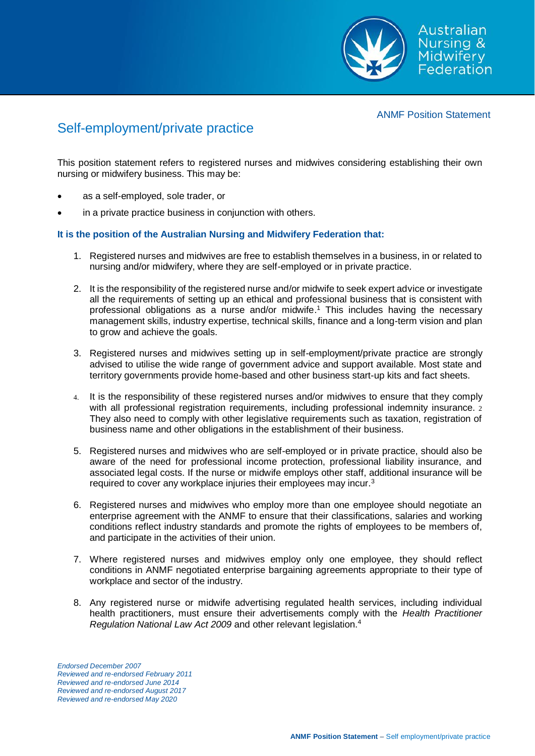ANMF Position Statement

# Self-employment/private practice

This position statement refers to registered nurses and midwives considering establishing their own nursing or midwifery business. This may be:

- as a self-employed, sole trader, or
- in a private practice business in conjunction with others.

**It is the position of the Australian Nursing and Midwifery Federation that:**

1. Registered nurses and midwives are free to establish themselves in a business, in or related to nursing and/or midwifery, where they are self-employed or in private practice.
2. It is the responsibility of the registered nurse and/or midwife to seek expert advice or investigate all the requirements of setting up an ethical and professional business that is consistent with professional obligations as a nurse and/or midwife.[1] This includes having the necessary management skills, industry expertise, technical skills, finance and a long-term vision and plan to grow and achieve the goals.
3. Registered nurses and midwives setting up in self-employment/private practice are strongly advised to utilise the wide range of government advice and support available. Most state and territory governments provide home-based and other business start-up kits and fact sheets.
4. It is the responsibility of these registered nurses and/or midwives to ensure that they comply with all professional registration requirements, including professional indemnity insurance.[2] They also need to comply with other legislative requirements such as taxation, registration of business name and other obligations in the establishment of their business.
5. Registered nurses and midwives who are self-employed or in private practice, should also be aware of the need for professional income protection, professional liability insurance, and associated legal costs. If the nurse or midwife employs other staff, additional insurance will be required to cover any workplace injuries their employees may incur.[3]
6. Registered nurses and midwives who employ more than one employee should negotiate an enterprise agreement with the ANMF to ensure that their classifications, salaries and working conditions reflect industry standards and promote the rights of employees to be members of, and participate in the activities of their union.
7. Where registered nurses and midwives employ only one employee, they should reflect conditions in ANMF negotiated enterprise bargaining agreements appropriate to their type of workplace and sector of the industry.
8. Any registered nurse or midwife advertising regulated health services, including individual health practitioners, must ensure their advertisements comply with the *Health Practitioner Regulation National Law Act 2009* and other relevant legislation.[4]

*Endorsed December 2007*
*Reviewed and re-endorsed February 2011*
*Reviewed and re-endorsed June 2014*
*Reviewed and re-endorsed August 2017*
*Reviewed and re-endorsed May 2020*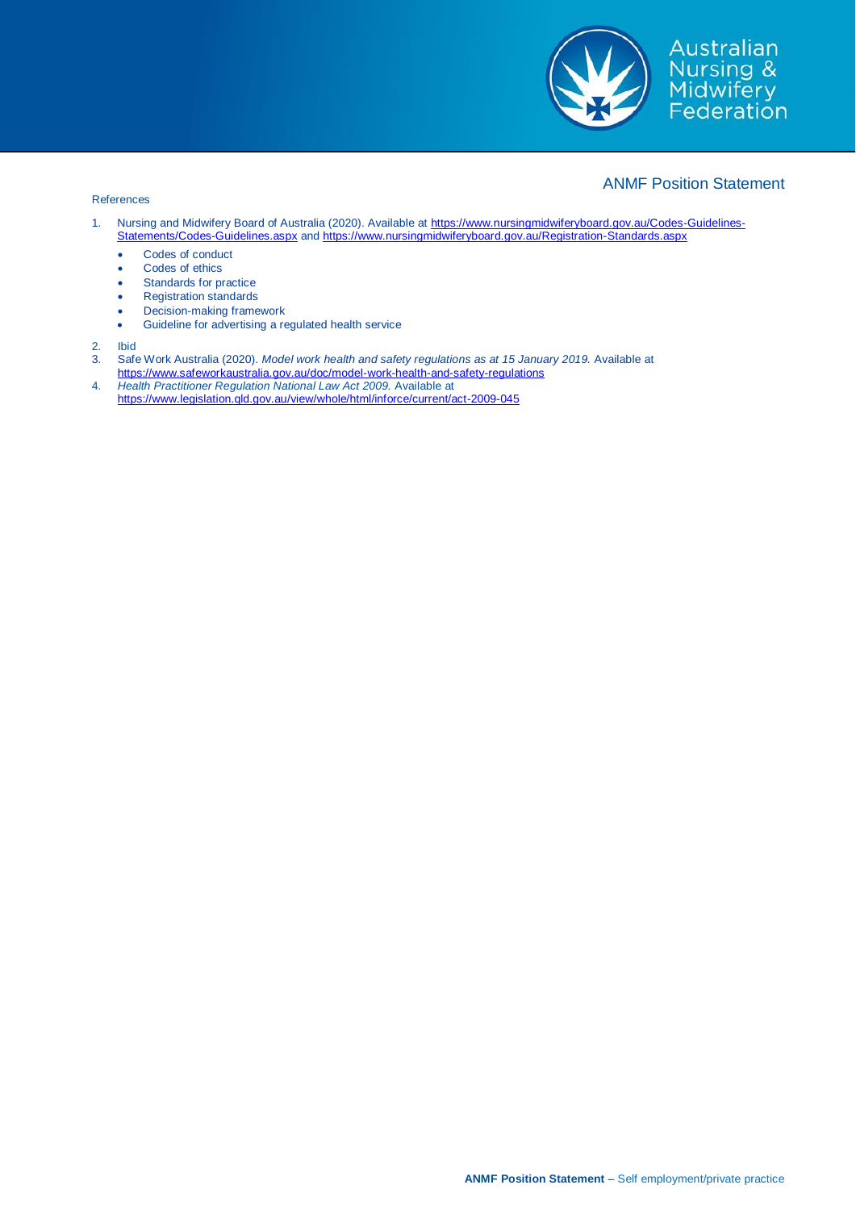ANMF Position Statement

References

1. Nursing and Midwifery Board of Australia (2020). Available at https://www.nursingmidwiferyboard.gov.au/Codes-Guidelines-Statements/Codes-Guidelines.aspx and https://www.nursingmidwiferyboard.gov.au/Registration-Standards.aspx
   - Codes of conduct
   - Codes of ethics
   - Standards for practice
   - Registration standards
   - Decision-making framework
   - Guideline for advertising a regulated health service
2. Ibid
3. Safe Work Australia (2020). *Model work health and safety regulations as at 15 January 2019.* Available at https://www.safeworkaustralia.gov.au/doc/model-work-health-and-safety-regulations
4. *Health Practitioner Regulation National Law Act 2009.* Available at https://www.legislation.qld.gov.au/view/whole/html/inforce/current/act-2009-045